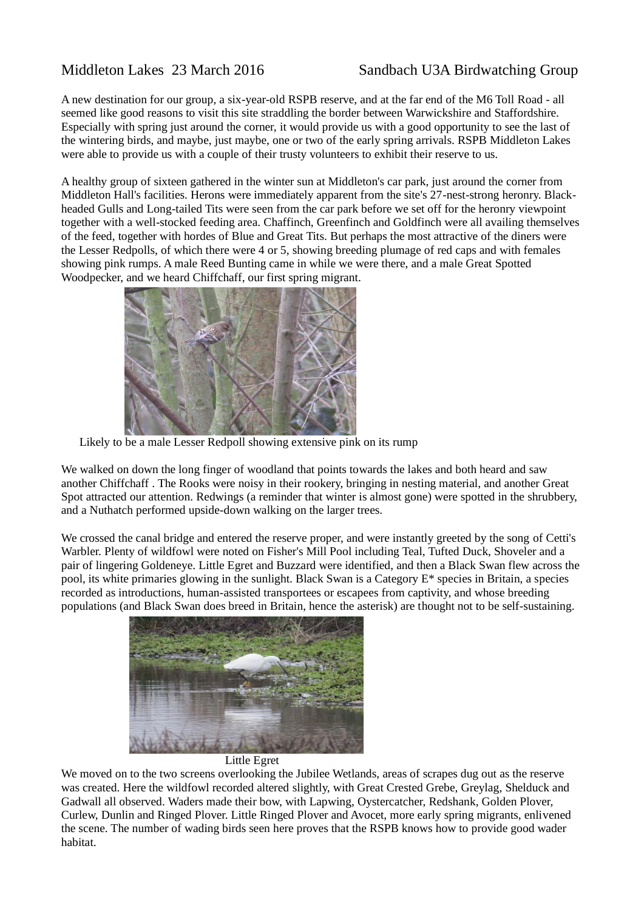Middleton Lakes 23 March 2016 Sandbach U3A Birdwatching Group

A new destination for our group, a six-year-old RSPB reserve, and at the far end of the M6 Toll Road - all seemed like good reasons to visit this site straddling the border between Warwickshire and Staffordshire. Especially with spring just around the corner, it would provide us with a good opportunity to see the last of the wintering birds, and maybe, just maybe, one or two of the early spring arrivals. RSPB Middleton Lakes were able to provide us with a couple of their trusty volunteers to exhibit their reserve to us.

A healthy group of sixteen gathered in the winter sun at Middleton's car park, just around the corner from Middleton Hall's facilities. Herons were immediately apparent from the site's 27-nest-strong heronry. Black-headed Gulls and Long-tailed Tits were seen from the car park before we set off for the heronry viewpoint together with a well-stocked feeding area. Chaffinch, Greenfinch and Goldfinch were all availing themselves of the feed, together with hordes of Blue and Great Tits. But perhaps the most attractive of the diners were the Lesser Redpolls, of which there were 4 or 5, showing breeding plumage of red caps and with females showing pink rumps. A male Reed Bunting came in while we were there, and a male Great Spotted Woodpecker, and we heard Chiffchaff, our first spring migrant.

Likely to be a male Lesser Redpoll showing extensive pink on its rump

We walked on down the long finger of woodland that points towards the lakes and both heard and saw another Chiffchaff . The Rooks were noisy in their rookery, bringing in nesting material, and another Great Spot attracted our attention. Redwings (a reminder that winter is almost gone) were spotted in the shrubbery, and a Nuthatch performed upside-down walking on the larger trees.

We crossed the canal bridge and entered the reserve proper, and were instantly greeted by the song of Cetti's Warbler. Plenty of wildfowl were noted on Fisher's Mill Pool including Teal, Tufted Duck, Shoveler and a pair of lingering Goldeneye. Little Egret and Buzzard were identified, and then a Black Swan flew across the pool, its white primaries glowing in the sunlight. Black Swan is a Category E* species in Britain, a species recorded as introductions, human-assisted transportees or escapees from captivity, and whose breeding populations (and Black Swan does breed in Britain, hence the asterisk) are thought not to be self-sustaining.

Little Egret

We moved on to the two screens overlooking the Jubilee Wetlands, areas of scrapes dug out as the reserve was created. Here the wildfowl recorded altered slightly, with Great Crested Grebe, Greylag, Shelduck and Gadwall all observed. Waders made their bow, with Lapwing, Oystercatcher, Redshank, Golden Plover, Curlew, Dunlin and Ringed Plover. Little Ringed Plover and Avocet, more early spring migrants, enlivened the scene. The number of wading birds seen here proves that the RSPB knows how to provide good wader habitat.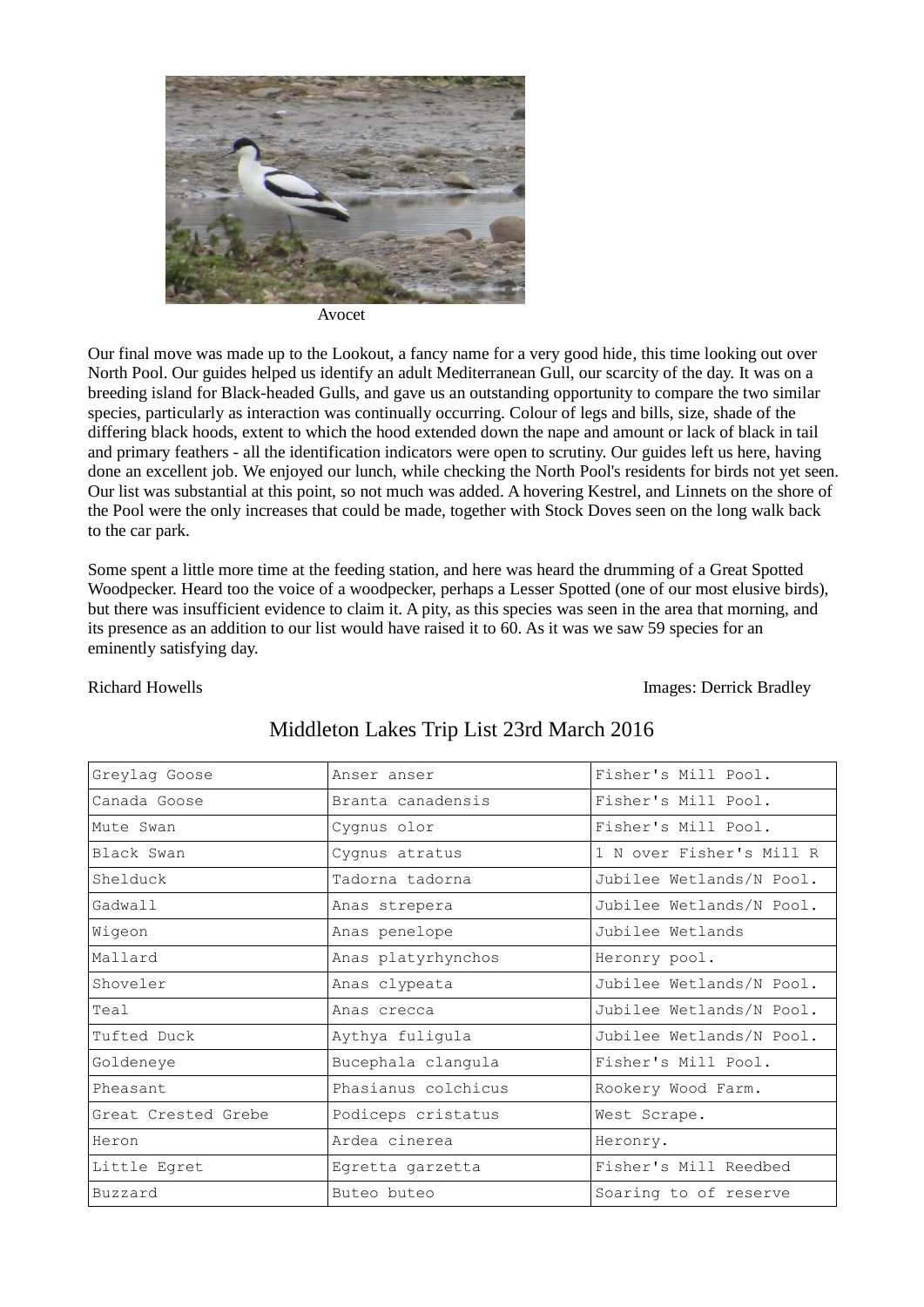Avocet

Our final move was made up to the Lookout, a fancy name for a very good hide, this time looking out over North Pool. Our guides helped us identify an adult Mediterranean Gull, our scarcity of the day. It was on a breeding island for Black-headed Gulls, and gave us an outstanding opportunity to compare the two similar species, particularly as interaction was continually occurring. Colour of legs and bills, size, shade of the differing black hoods, extent to which the hood extended down the nape and amount or lack of black in tail and primary feathers - all the identification indicators were open to scrutiny. Our guides left us here, having done an excellent job. We enjoyed our lunch, while checking the North Pool's residents for birds not yet seen. Our list was substantial at this point, so not much was added. A hovering Kestrel, and Linnets on the shore of the Pool were the only increases that could be made, together with Stock Doves seen on the long walk back to the car park.

Some spent a little more time at the feeding station, and here was heard the drumming of a Great Spotted Woodpecker. Heard too the voice of a woodpecker, perhaps a Lesser Spotted (one of our most elusive birds), but there was insufficient evidence to claim it. A pity, as this species was seen in the area that morning, and its presence as an addition to our list would have raised it to 60. As it was we saw 59 species for an eminently satisfying day.

Richard Howells — Images: Derrick Bradley

## Middleton Lakes Trip List 23rd March 2016

| | | |
|---|---|---|
| Greylag Goose | Anser anser | Fisher's Mill Pool. |
| Canada Goose | Branta canadensis | Fisher's Mill Pool. |
| Mute Swan | Cygnus olor | Fisher's Mill Pool. |
| Black Swan | Cygnus atratus | 1 N over Fisher's Mill R |
| Shelduck | Tadorna tadorna | Jubilee Wetlands/N Pool. |
| Gadwall | Anas strepera | Jubilee Wetlands/N Pool. |
| Wigeon | Anas penelope | Jubilee Wetlands |
| Mallard | Anas platyrhynchos | Heronry pool. |
| Shoveler | Anas clypeata | Jubilee Wetlands/N Pool. |
| Teal | Anas crecca | Jubilee Wetlands/N Pool. |
| Tufted Duck | Aythya fuligula | Jubilee Wetlands/N Pool. |
| Goldeneye | Bucephala clangula | Fisher's Mill Pool. |
| Pheasant | Phasianus colchicus | Rookery Wood Farm. |
| Great Crested Grebe | Podiceps cristatus | West Scrape. |
| Heron | Ardea cinerea | Heronry. |
| Little Egret | Egretta garzetta | Fisher's Mill Reedbed |
| Buzzard | Buteo buteo | Soaring to of reserve |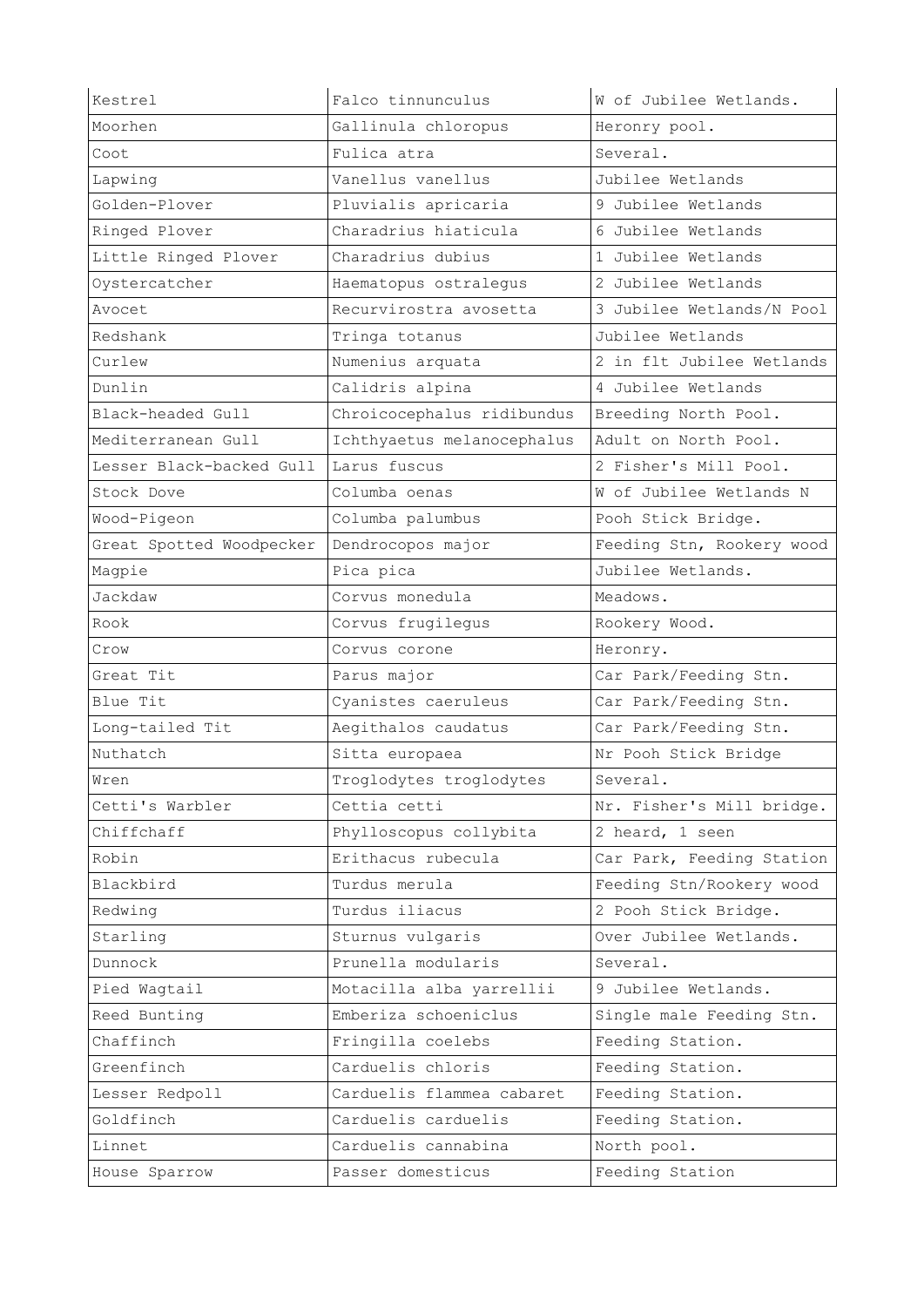| | | |
|---|---|---|
| Kestrel | Falco tinnunculus | W of Jubilee Wetlands. |
| Moorhen | Gallinula chloropus | Heronry pool. |
| Coot | Fulica atra | Several. |
| Lapwing | Vanellus vanellus | Jubilee Wetlands |
| Golden-Plover | Pluvialis apricaria | 9 Jubilee Wetlands |
| Ringed Plover | Charadrius hiaticula | 6 Jubilee Wetlands |
| Little Ringed Plover | Charadrius dubius | 1 Jubilee Wetlands |
| Oystercatcher | Haematopus ostralegus | 2 Jubilee Wetlands |
| Avocet | Recurvirostra avosetta | 3 Jubilee Wetlands/N Pool |
| Redshank | Tringa totanus | Jubilee Wetlands |
| Curlew | Numenius arquata | 2 in flt Jubilee Wetlands |
| Dunlin | Calidris alpina | 4 Jubilee Wetlands |
| Black-headed Gull | Chroicocephalus ridibundus | Breeding North Pool. |
| Mediterranean Gull | Ichthyaetus melanocephalus | Adult on North Pool. |
| Lesser Black-backed Gull | Larus fuscus | 2 Fisher's Mill Pool. |
| Stock Dove | Columba oenas | W of Jubilee Wetlands N |
| Wood-Pigeon | Columba palumbus | Pooh Stick Bridge. |
| Great Spotted Woodpecker | Dendrocopos major | Feeding Stn, Rookery wood |
| Magpie | Pica pica | Jubilee Wetlands. |
| Jackdaw | Corvus monedula | Meadows. |
| Rook | Corvus frugilegus | Rookery Wood. |
| Crow | Corvus corone | Heronry. |
| Great Tit | Parus major | Car Park/Feeding Stn. |
| Blue Tit | Cyanistes caeruleus | Car Park/Feeding Stn. |
| Long-tailed Tit | Aegithalos caudatus | Car Park/Feeding Stn. |
| Nuthatch | Sitta europaea | Nr Pooh Stick Bridge |
| Wren | Troglodytes troglodytes | Several. |
| Cetti's Warbler | Cettia cetti | Nr. Fisher's Mill bridge. |
| Chiffchaff | Phylloscopus collybita | 2 heard, 1 seen |
| Robin | Erithacus rubecula | Car Park, Feeding Station |
| Blackbird | Turdus merula | Feeding Stn/Rookery wood |
| Redwing | Turdus iliacus | 2 Pooh Stick Bridge. |
| Starling | Sturnus vulgaris | Over Jubilee Wetlands. |
| Dunnock | Prunella modularis | Several. |
| Pied Wagtail | Motacilla alba yarrellii | 9 Jubilee Wetlands. |
| Reed Bunting | Emberiza schoeniclus | Single male Feeding Stn. |
| Chaffinch | Fringilla coelebs | Feeding Station. |
| Greenfinch | Carduelis chloris | Feeding Station. |
| Lesser Redpoll | Carduelis flammea cabaret | Feeding Station. |
| Goldfinch | Carduelis carduelis | Feeding Station. |
| Linnet | Carduelis cannabina | North pool. |
| House Sparrow | Passer domesticus | Feeding Station |